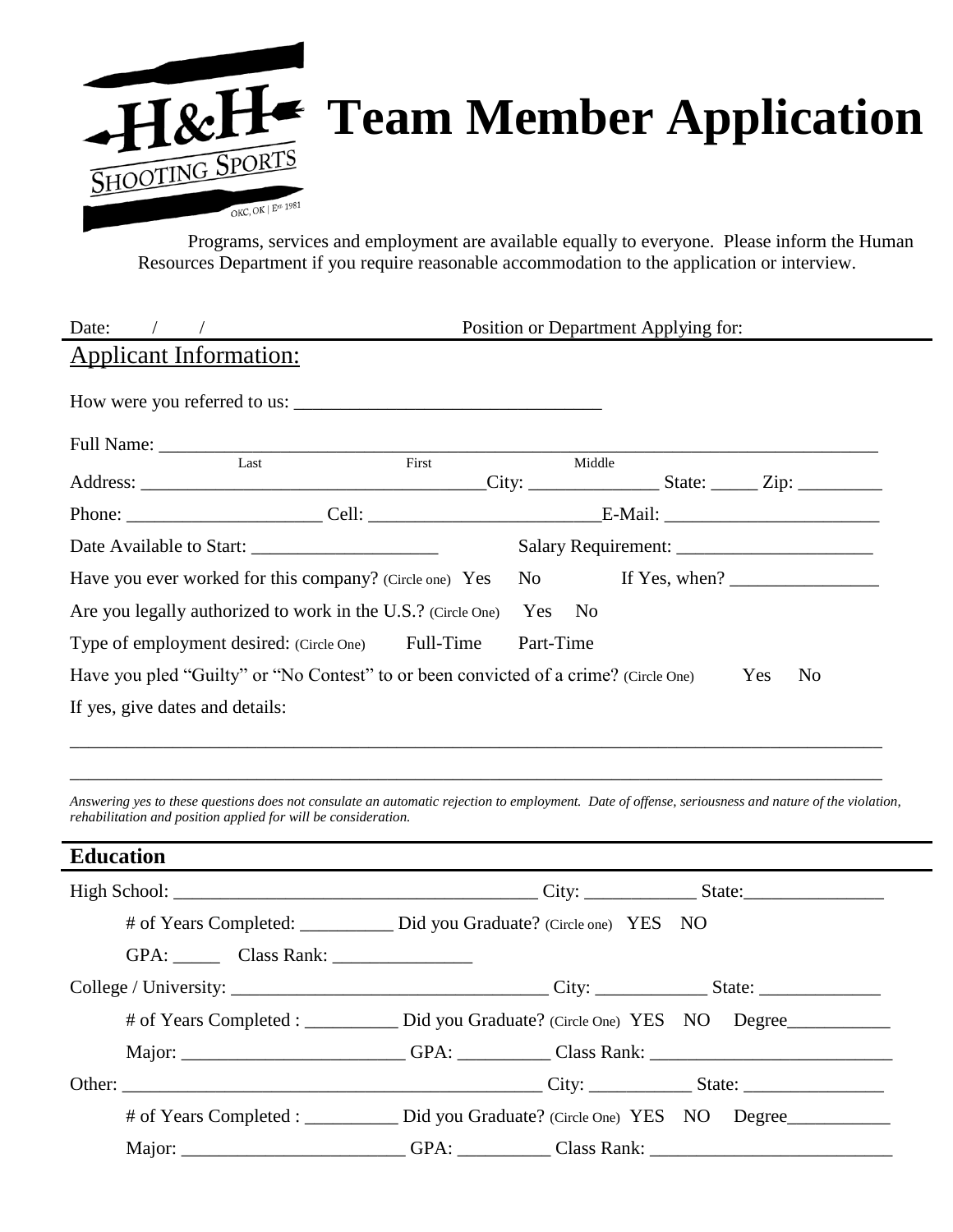H&H SHOOTING SPORTS OKC, OK | Est 1981

# Team Member Application

Programs, services and employment are available equally to everyone. Please inform the Human Resources Department if you require reasonable accommodation to the application or interview.

Date: / / Position or Department Applying for:

## Applicant Information:

How were you referred to us: ________________________________

Full Name: ________________________________________________________________
Last First Middle

Address: ____________________________________City: ______________ State: _____ Zip: _________

Phone: ____________________ Cell: ________________________E-Mail: _______________________

Date Available to Start: ____________________ Salary Requirement: _____________________

Have you ever worked for this company? (Circle one) Yes No If Yes, when? ________________

Are you legally authorized to work in the U.S.? (Circle One) Yes No

Type of employment desired: (Circle One) Full-Time Part-Time

Have you pled "Guilty" or "No Contest" to or been convicted of a crime? (Circle One) Yes No

If yes, give dates and details:

_________________________________________________________________________________

_________________________________________________________________________________

*Answering yes to these questions does not consulate an automatic rejection to employment. Date of offense, seriousness and nature of the violation, rehabilitation and position applied for will be consideration.*

## Education

High School: ________________________________________ City: ____________ State:_______________

# of Years Completed: __________ Did you Graduate? (Circle one) YES NO

GPA: _____ Class Rank: _______________

College / University: __________________________________ City: ____________ State: _____________

# of Years Completed : __________ Did you Graduate? (Circle One) YES NO Degree___________

Major: ________________________ GPA: __________ Class Rank: _________________________

Other: ______________________________________________ City: ___________ State: _______________

# of Years Completed : __________ Did you Graduate? (Circle One) YES NO Degree___________

Major: ________________________ GPA: __________ Class Rank: _________________________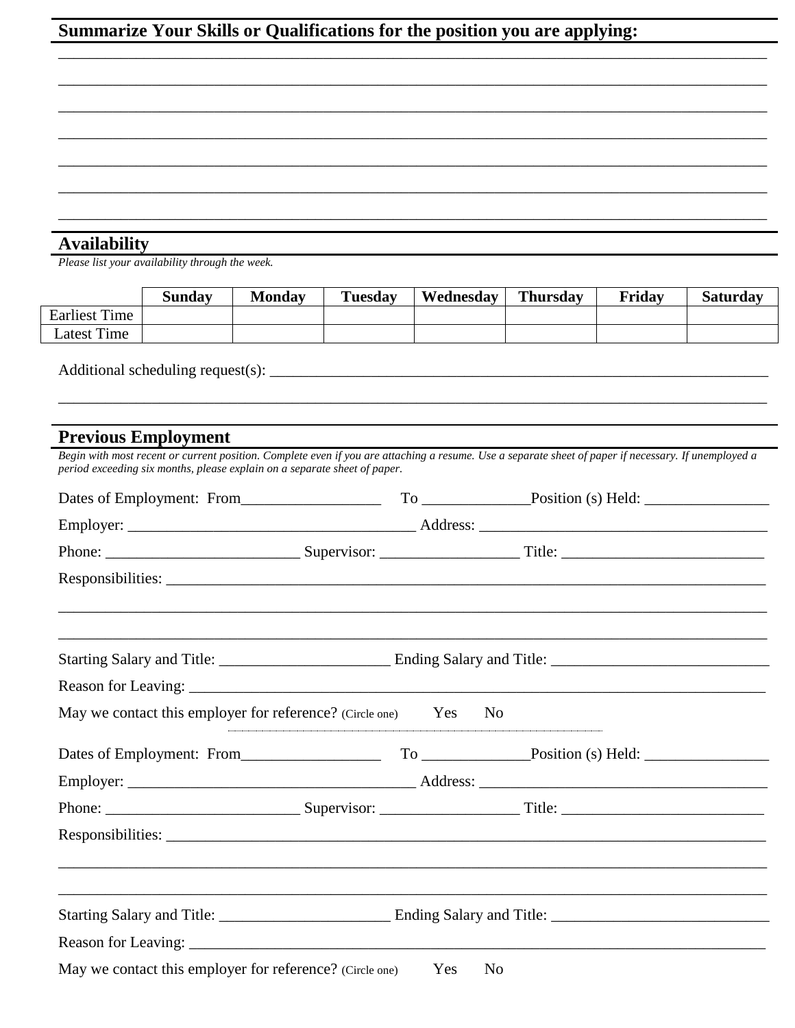## Summarize Your Skills or Qualifications for the position you are applying:

______________________________________________________________________________

______________________________________________________________________________

______________________________________________________________________________

______________________________________________________________________________

______________________________________________________________________________

______________________________________________________________________________

______________________________________________________________________________

## Availability

*Please list your availability through the week.*

| | Sunday | Monday | Tuesday | Wednesday | Thursday | Friday | Saturday |
|---|---|---|---|---|---|---|---|
| Earliest Time | | | | | | | |
| Latest Time | | | | | | | |

Additional scheduling request(s): ______________________________________________________

______________________________________________________________________________

## Previous Employment

*Begin with most recent or current position. Complete even if you are attaching a resume. Use a separate sheet of paper if necessary. If unemployed a period exceeding six months, please explain on a separate sheet of paper.*

Dates of Employment: From__________________ To ______________Position (s) Held: ________________

Employer: _____________________________________ Address: _____________________________________

Phone: _________________________ Supervisor: __________________ Title: __________________________

Responsibilities: ________________________________________________________________________________

______________________________________________________________________________

______________________________________________________________________________

Starting Salary and Title: ______________________ Ending Salary and Title: ____________________________

Reason for Leaving: _____________________________________________________________________________

May we contact this employer for reference? (Circle one) Yes No

Dates of Employment: From__________________ To ______________Position (s) Held: ________________

Employer: _____________________________________ Address: _____________________________________

Phone: _________________________ Supervisor: __________________ Title: __________________________

Responsibilities: ________________________________________________________________________________

______________________________________________________________________________

______________________________________________________________________________

Starting Salary and Title: ______________________ Ending Salary and Title: ____________________________

Reason for Leaving: _____________________________________________________________________________

May we contact this employer for reference? (Circle one) Yes No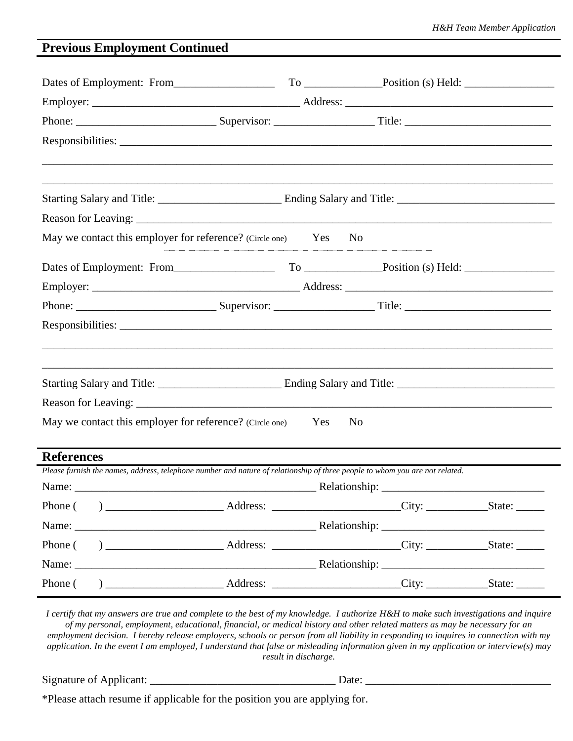## Previous Employment Continued

Dates of Employment: From__________________ To ______________Position (s) Held: ________________

Employer: ______________________________________ Address: ______________________________________

Phone: _________________________ Supervisor: __________________ Title: ___________________________

Responsibilities: ______________________________________________________________________________

_____________________________________________________________________________________________

_____________________________________________________________________________________________

Starting Salary and Title: ______________________ Ending Salary and Title: ____________________________

Reason for Leaving: ____________________________________________________________________________

May we contact this employer for reference? (Circle one) Yes No

Dates of Employment: From__________________ To ______________Position (s) Held: ________________

Employer: ______________________________________ Address: ______________________________________

Phone: _________________________ Supervisor: __________________ Title: ___________________________

Responsibilities: ______________________________________________________________________________

_____________________________________________________________________________________________

_____________________________________________________________________________________________

Starting Salary and Title: ______________________ Ending Salary and Title: ____________________________

Reason for Leaving: ____________________________________________________________________________

May we contact this employer for reference? (Circle one) Yes No

## References

*Please furnish the names, address, telephone number and nature of relationship of three people to whom you are not related.*

Name: ____________________________________________ Relationship: _____________________________

Phone ( ) _____________________ Address: _______________________City: ___________State: _____

Name: ____________________________________________ Relationship: _____________________________

Phone ( ) _____________________ Address: _______________________City: ___________State: _____

Name: ____________________________________________ Relationship: _____________________________

Phone ( ) _____________________ Address: _______________________City: ___________State: _____

*I certify that my answers are true and complete to the best of my knowledge. I authorize H&H to make such investigations and inquire of my personal, employment, educational, financial, or medical history and other related matters as may be necessary for an employment decision. I hereby release employers, schools or person from all liability in responding to inquires in connection with my application. In the event I am employed, I understand that false or misleading information given in my application or interview(s) may result in discharge.*

Signature of Applicant: _________________________________ Date: _________________________________

*Please attach resume if applicable for the position you are applying for.